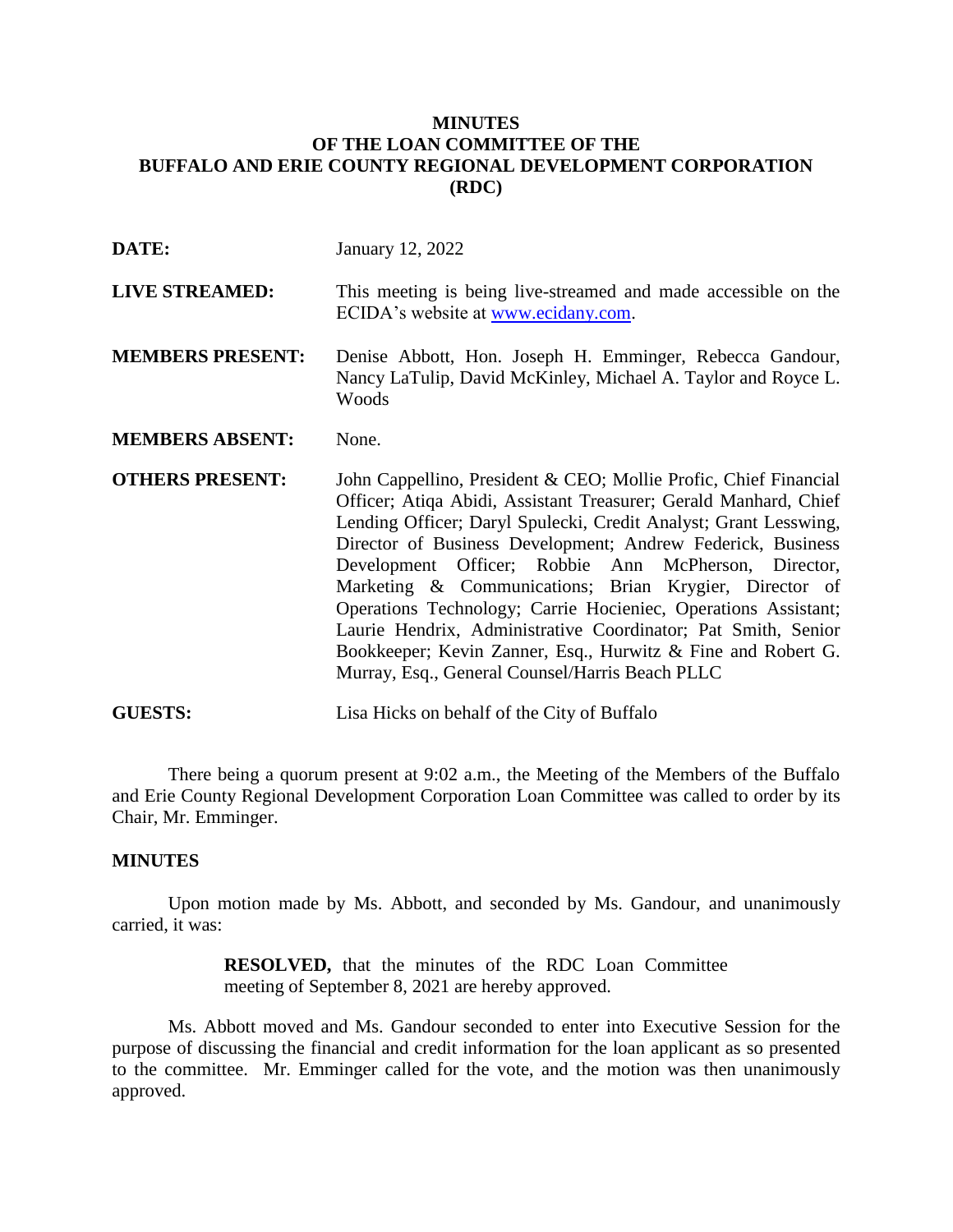# MINUTES
## OF THE LOAN COMMITTEE OF THE BUFFALO AND ERIE COUNTY REGIONAL DEVELOPMENT CORPORATION (RDC)

**DATE:** January 12, 2022

**LIVE STREAMED:** This meeting is being live-streamed and made accessible on the ECIDA's website at www.ecidany.com.

**MEMBERS PRESENT:** Denise Abbott, Hon. Joseph H. Emminger, Rebecca Gandour, Nancy LaTulip, David McKinley, Michael A. Taylor and Royce L. Woods

**MEMBERS ABSENT:** None.

**OTHERS PRESENT:** John Cappellino, President & CEO; Mollie Profic, Chief Financial Officer; Atiqa Abidi, Assistant Treasurer; Gerald Manhard, Chief Lending Officer; Daryl Spulecki, Credit Analyst; Grant Lesswing, Director of Business Development; Andrew Federick, Business Development Officer; Robbie Ann McPherson, Director, Marketing & Communications; Brian Krygier, Director of Operations Technology; Carrie Hocieniec, Operations Assistant; Laurie Hendrix, Administrative Coordinator; Pat Smith, Senior Bookkeeper; Kevin Zanner, Esq., Hurwitz & Fine and Robert G. Murray, Esq., General Counsel/Harris Beach PLLC

**GUESTS:** Lisa Hicks on behalf of the City of Buffalo

There being a quorum present at 9:02 a.m., the Meeting of the Members of the Buffalo and Erie County Regional Development Corporation Loan Committee was called to order by its Chair, Mr. Emminger.

### MINUTES

Upon motion made by Ms. Abbott, and seconded by Ms. Gandour, and unanimously carried, it was:

> **RESOLVED,** that the minutes of the RDC Loan Committee meeting of September 8, 2021 are hereby approved.

Ms. Abbott moved and Ms. Gandour seconded to enter into Executive Session for the purpose of discussing the financial and credit information for the loan applicant as so presented to the committee. Mr. Emminger called for the vote, and the motion was then unanimously approved.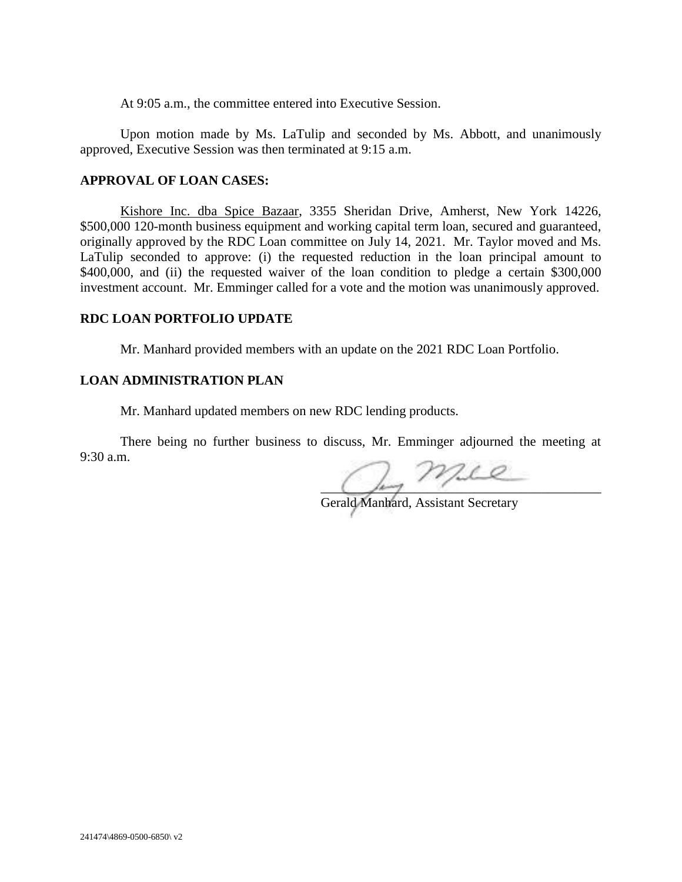At 9:05 a.m., the committee entered into Executive Session.

Upon motion made by Ms. LaTulip and seconded by Ms. Abbott, and unanimously approved, Executive Session was then terminated at 9:15 a.m.

**APPROVAL OF LOAN CASES:**

Kishore Inc. dba Spice Bazaar, 3355 Sheridan Drive, Amherst, New York 14226, $500,000 120-month business equipment and working capital term loan, secured and guaranteed, originally approved by the RDC Loan committee on July 14, 2021. Mr. Taylor moved and Ms. LaTulip seconded to approve: (i) the requested reduction in the loan principal amount to $400,000, and (ii) the requested waiver of the loan condition to pledge a certain $300,000 investment account. Mr. Emminger called for a vote and the motion was unanimously approved.

**RDC LOAN PORTFOLIO UPDATE**

Mr. Manhard provided members with an update on the 2021 RDC Loan Portfolio.

**LOAN ADMINISTRATION PLAN**

Mr. Manhard updated members on new RDC lending products.

There being no further business to discuss, Mr. Emminger adjourned the meeting at 9:30 a.m.

\_\_\_\_\_\_\_\_\_\_\_\_\_\_\_\_\_\_\_\_\_\_\_\_\_\_\_\_\_\_\_\_\_\_\_\_\_\_\_\_\_\_

Gerald Manhard, Assistant Secretary

241474\4869-0500-6850\ v2